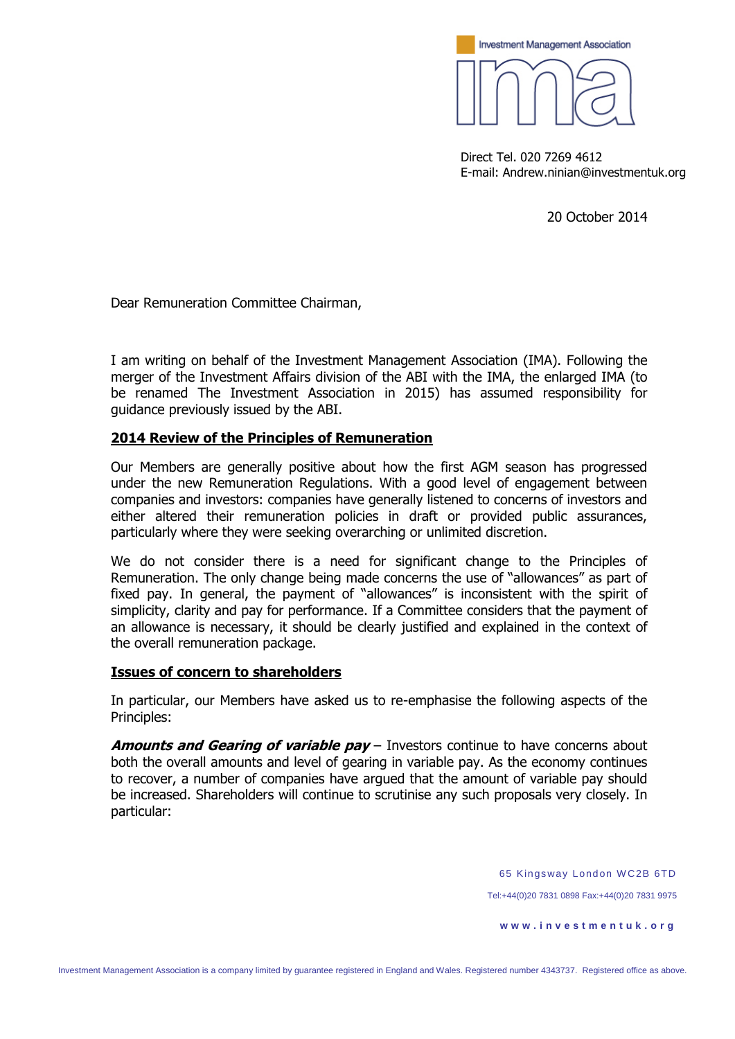Investment Management Association

Direct Tel. 020 7269 4612
E-mail: Andrew.ninian@investmentuk.org

20 October 2014

Dear Remuneration Committee Chairman,

I am writing on behalf of the Investment Management Association (IMA). Following the merger of the Investment Affairs division of the ABI with the IMA, the enlarged IMA (to be renamed The Investment Association in 2015) has assumed responsibility for guidance previously issued by the ABI.

**2014 Review of the Principles of Remuneration**

Our Members are generally positive about how the first AGM season has progressed under the new Remuneration Regulations. With a good level of engagement between companies and investors: companies have generally listened to concerns of investors and either altered their remuneration policies in draft or provided public assurances, particularly where they were seeking overarching or unlimited discretion.

We do not consider there is a need for significant change to the Principles of Remuneration. The only change being made concerns the use of "allowances" as part of fixed pay. In general, the payment of "allowances" is inconsistent with the spirit of simplicity, clarity and pay for performance. If a Committee considers that the payment of an allowance is necessary, it should be clearly justified and explained in the context of the overall remuneration package.

**Issues of concern to shareholders**

In particular, our Members have asked us to re-emphasise the following aspects of the Principles:

***Amounts and Gearing of variable pay*** – Investors continue to have concerns about both the overall amounts and level of gearing in variable pay. As the economy continues to recover, a number of companies have argued that the amount of variable pay should be increased. Shareholders will continue to scrutinise any such proposals very closely. In particular:

65 Kingsway London WC2B 6TD
Tel:+44(0)20 7831 0898 Fax:+44(0)20 7831 9975
www.investmentuk.org

Investment Management Association is a company limited by guarantee registered in England and Wales. Registered number 4343737. Registered office as above.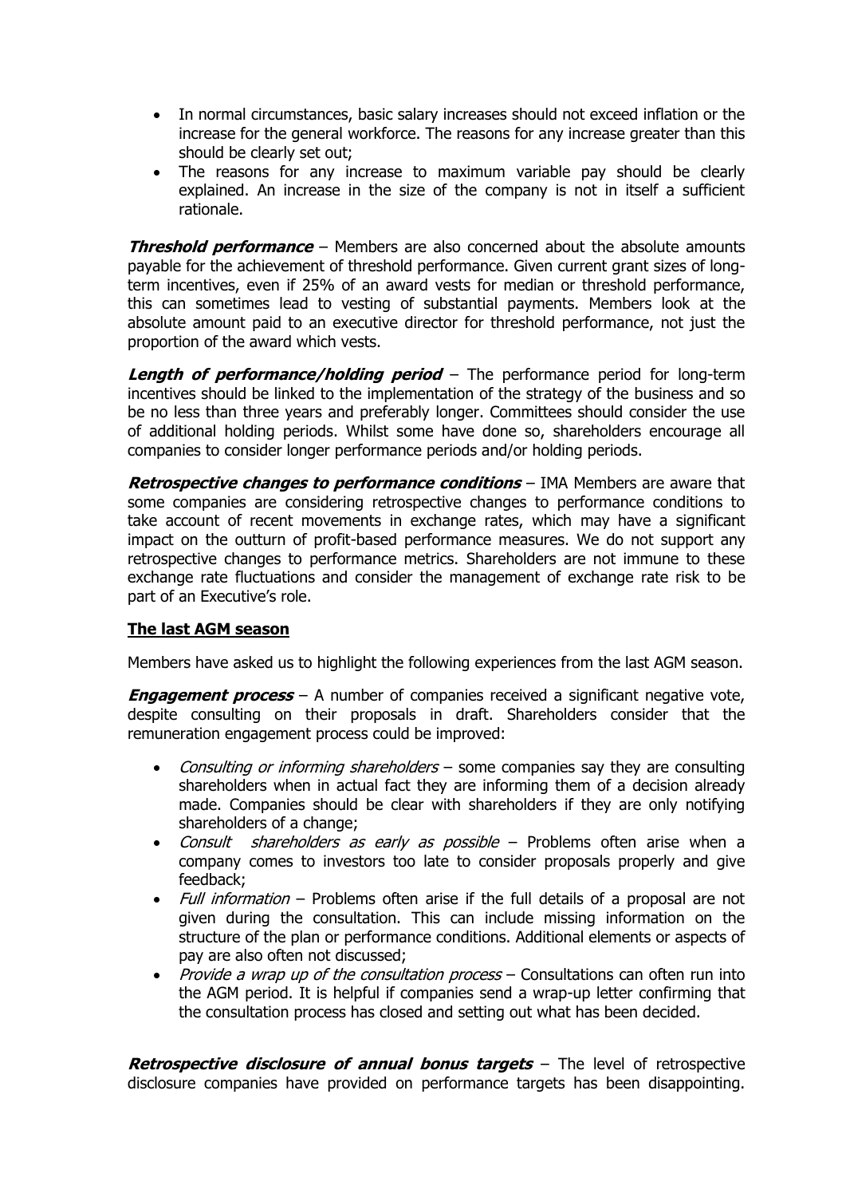- In normal circumstances, basic salary increases should not exceed inflation or the increase for the general workforce. The reasons for any increase greater than this should be clearly set out;
- The reasons for any increase to maximum variable pay should be clearly explained. An increase in the size of the company is not in itself a sufficient rationale.

***Threshold performance*** – Members are also concerned about the absolute amounts payable for the achievement of threshold performance. Given current grant sizes of long-term incentives, even if 25% of an award vests for median or threshold performance, this can sometimes lead to vesting of substantial payments. Members look at the absolute amount paid to an executive director for threshold performance, not just the proportion of the award which vests.

***Length of performance/holding period*** – The performance period for long-term incentives should be linked to the implementation of the strategy of the business and so be no less than three years and preferably longer. Committees should consider the use of additional holding periods. Whilst some have done so, shareholders encourage all companies to consider longer performance periods and/or holding periods.

***Retrospective changes to performance conditions*** – IMA Members are aware that some companies are considering retrospective changes to performance conditions to take account of recent movements in exchange rates, which may have a significant impact on the outturn of profit-based performance measures. We do not support any retrospective changes to performance metrics. Shareholders are not immune to these exchange rate fluctuations and consider the management of exchange rate risk to be part of an Executive's role.

**The last AGM season**

Members have asked us to highlight the following experiences from the last AGM season.

***Engagement process*** – A number of companies received a significant negative vote, despite consulting on their proposals in draft. Shareholders consider that the remuneration engagement process could be improved:

- *Consulting or informing shareholders* – some companies say they are consulting shareholders when in actual fact they are informing them of a decision already made. Companies should be clear with shareholders if they are only notifying shareholders of a change;
- *Consult shareholders as early as possible* – Problems often arise when a company comes to investors too late to consider proposals properly and give feedback;
- *Full information* – Problems often arise if the full details of a proposal are not given during the consultation. This can include missing information on the structure of the plan or performance conditions. Additional elements or aspects of pay are also often not discussed;
- *Provide a wrap up of the consultation process* – Consultations can often run into the AGM period. It is helpful if companies send a wrap-up letter confirming that the consultation process has closed and setting out what has been decided.

***Retrospective disclosure of annual bonus targets*** – The level of retrospective disclosure companies have provided on performance targets has been disappointing.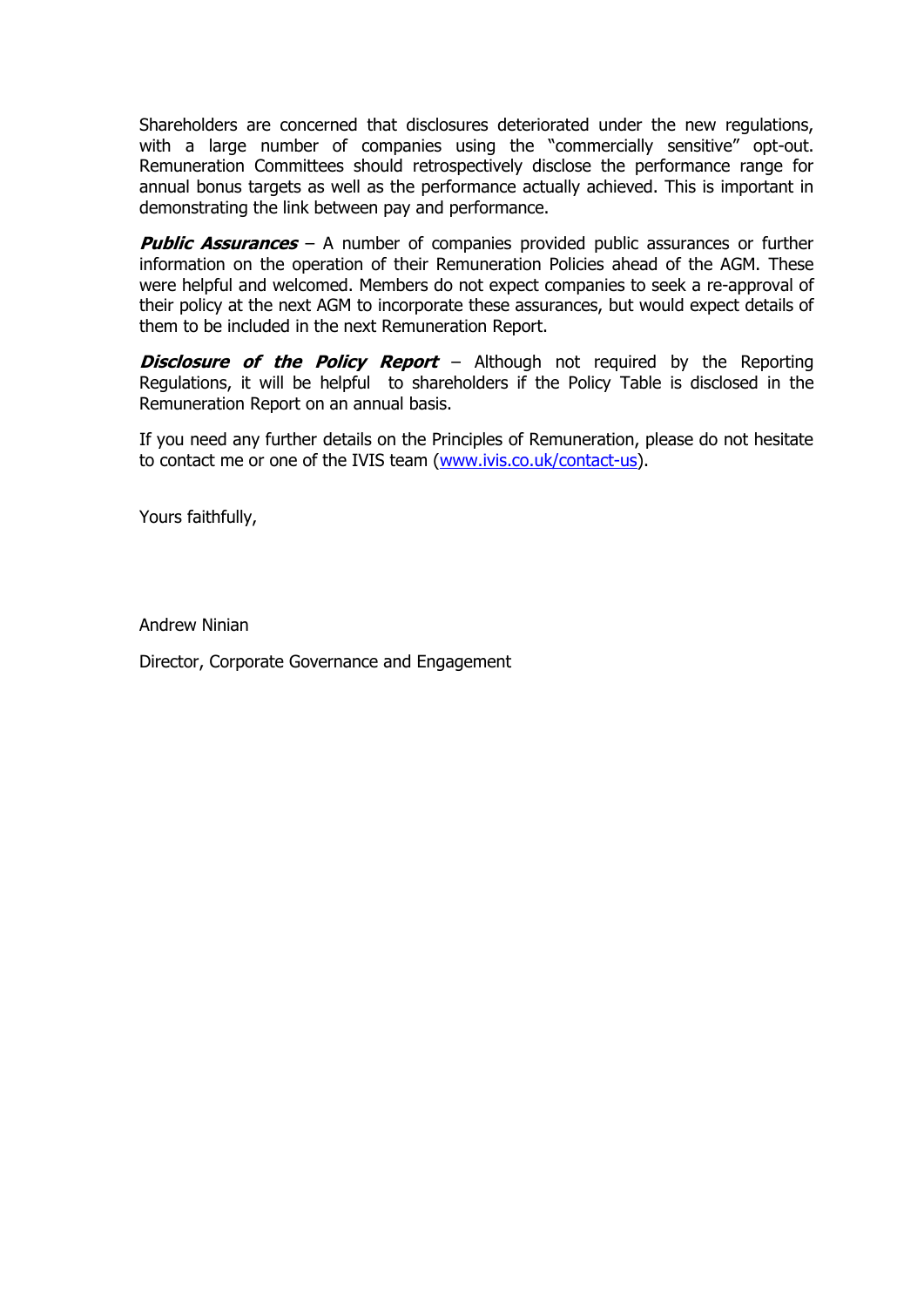Shareholders are concerned that disclosures deteriorated under the new regulations, with a large number of companies using the "commercially sensitive" opt-out. Remuneration Committees should retrospectively disclose the performance range for annual bonus targets as well as the performance actually achieved. This is important in demonstrating the link between pay and performance.

***Public Assurances*** – A number of companies provided public assurances or further information on the operation of their Remuneration Policies ahead of the AGM. These were helpful and welcomed. Members do not expect companies to seek a re-approval of their policy at the next AGM to incorporate these assurances, but would expect details of them to be included in the next Remuneration Report.

***Disclosure of the Policy Report*** – Although not required by the Reporting Regulations, it will be helpful to shareholders if the Policy Table is disclosed in the Remuneration Report on an annual basis.

If you need any further details on the Principles of Remuneration, please do not hesitate to contact me or one of the IVIS team ([www.ivis.co.uk/contact-us](www.ivis.co.uk/contact-us)).

Yours faithfully,

Andrew Ninian

Director, Corporate Governance and Engagement